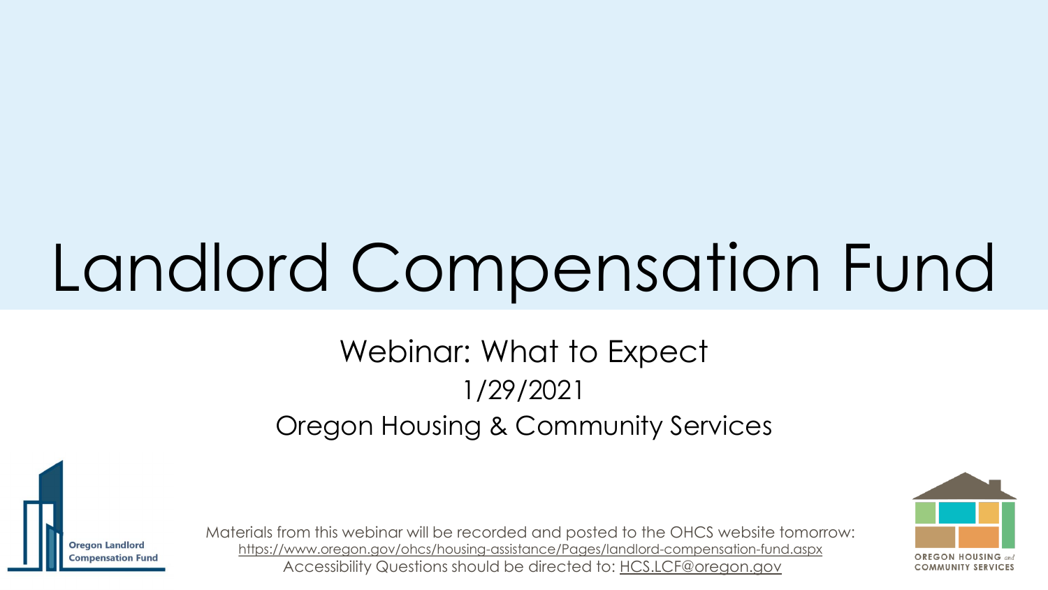# Landlord Compensation Fund

Webinar: What to Expect

1/29/2021

Oregon Housing & Community Services

Oregon Landlord Compensation Fund

Materials from this webinar will be recorded and posted to the OHCS website tomorrow: https://www.oregon.gov/ohcs/housing-assistance/Pages/landlord-compensation-fund.aspx

Accessibility Questions should be directed to: HCS.LCF@oregon.gov

OREGON HOUSING and COMMUNITY SERVICES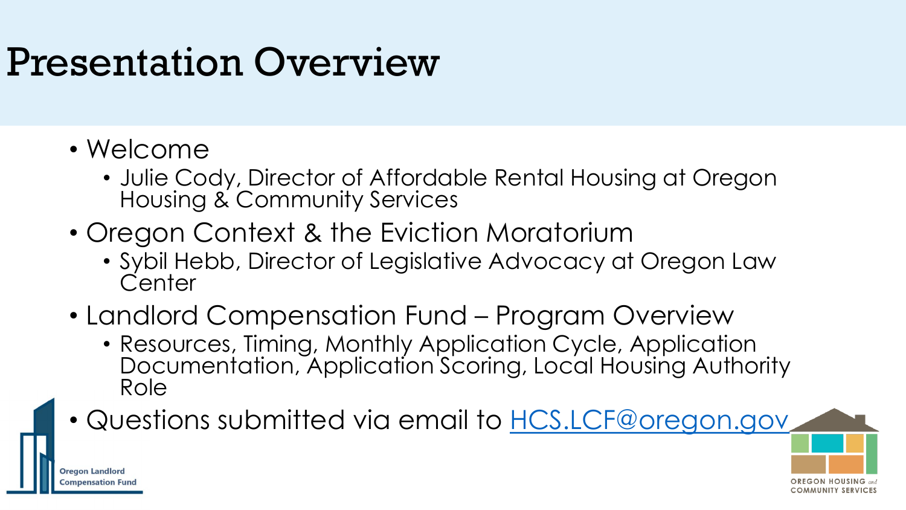# Presentation Overview

- Welcome
  - Julie Cody, Director of Affordable Rental Housing at Oregon Housing & Community Services
- Oregon Context & the Eviction Moratorium
  - Sybil Hebb, Director of Legislative Advocacy at Oregon Law Center
- Landlord Compensation Fund – Program Overview
  - Resources, Timing, Monthly Application Cycle, Application Documentation, Application Scoring, Local Housing Authority Role
- Questions submitted via email to HCS.LCF@oregon.gov

Oregon Landlord Compensation Fund

OREGON HOUSING and COMMUNITY SERVICES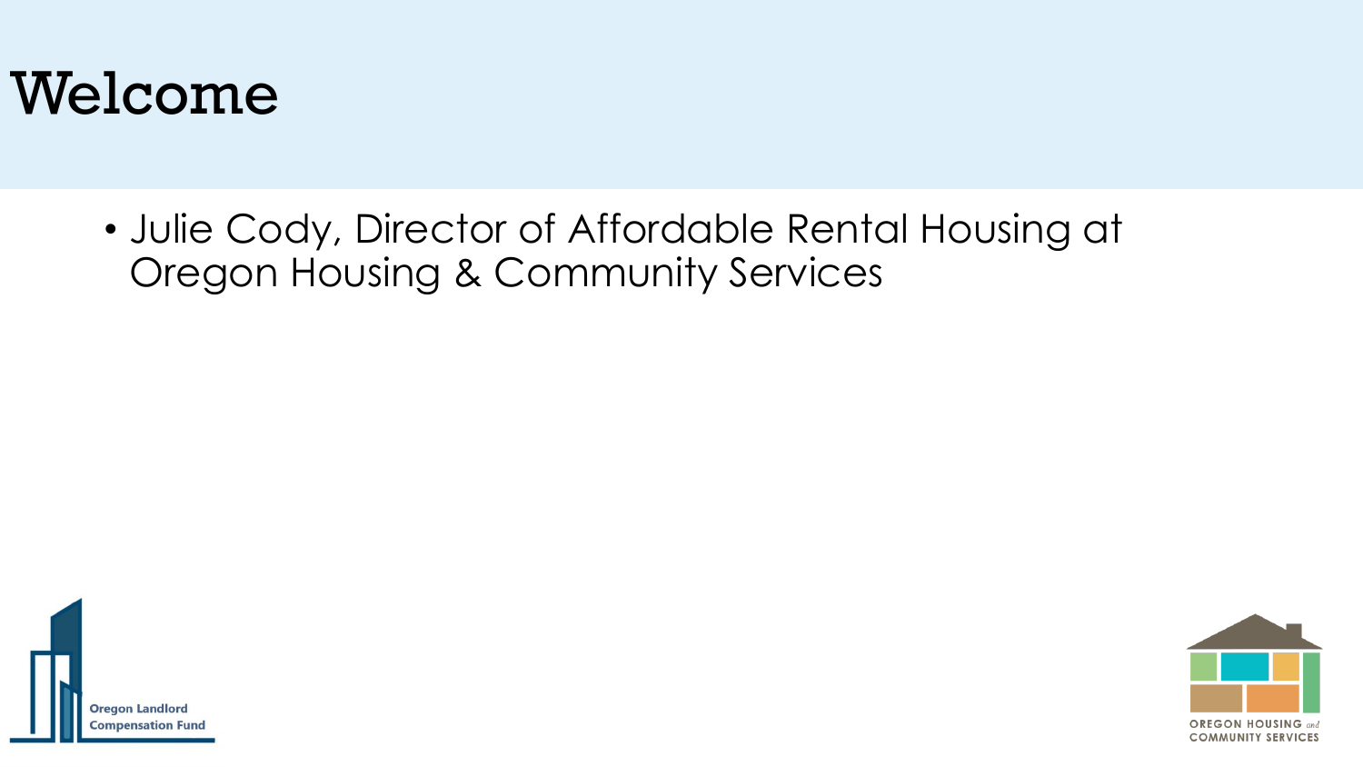# Welcome

- Julie Cody, Director of Affordable Rental Housing at Oregon Housing & Community Services

Oregon Landlord Compensation Fund

OREGON HOUSING and COMMUNITY SERVICES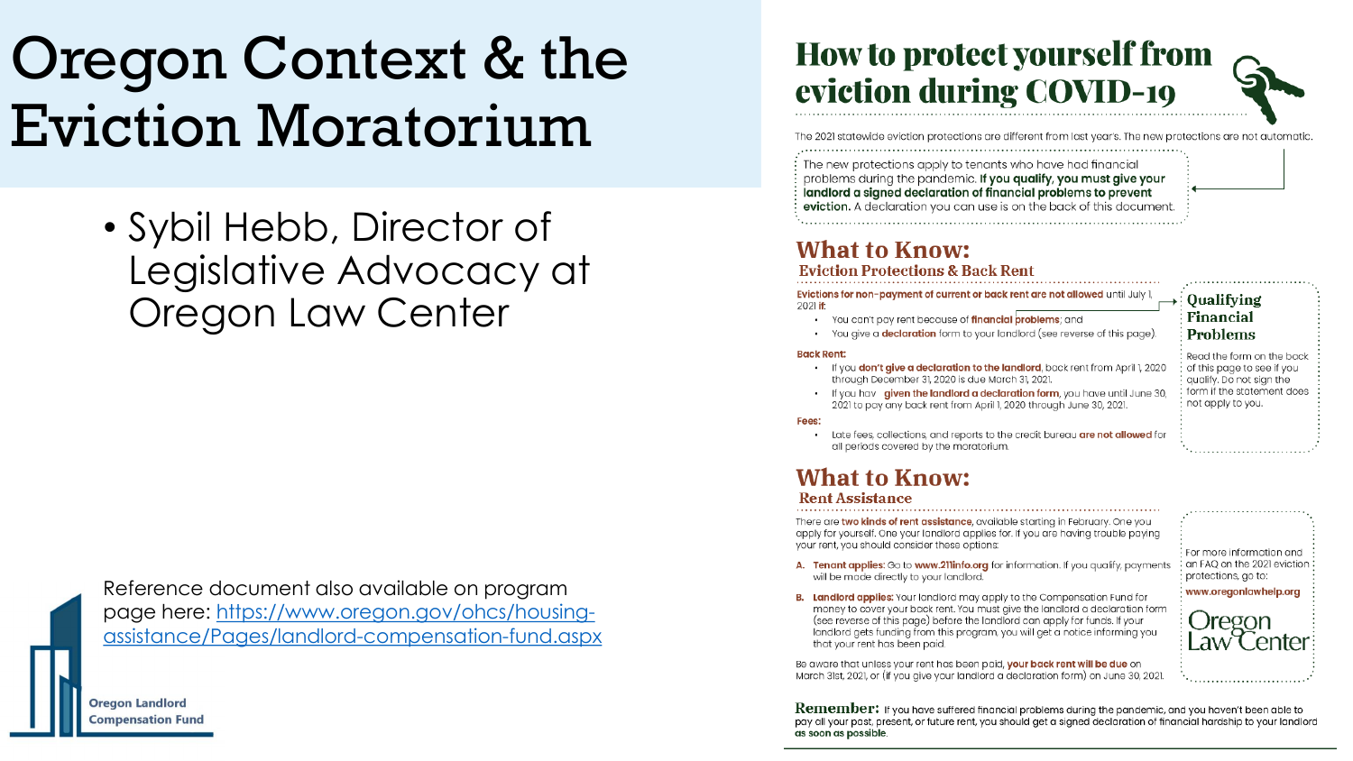# Oregon Context & the Eviction Moratorium

- Sybil Hebb, Director of Legislative Advocacy at Oregon Law Center

Reference document also available on program page here: https://www.oregon.gov/ohcs/housing-assistance/Pages/landlord-compensation-fund.aspx

Oregon Landlord Compensation Fund

## How to protect yourself from eviction during COVID-19

The 2021 statewide eviction protections are different from last year's. The new protections are not automatic.

The new protections apply to tenants who have had financial problems during the pandemic. **If you qualify, you must give your landlord a signed declaration of financial problems to prevent eviction.** A declaration you can use is on the back of this document.

### What to Know:
#### Eviction Protections & Back Rent

**Evictions for non-payment of current or back rent are not allowed** until July 1, 2021 if:

- You can't pay rent because of **financial problems**; and
- You give a **declaration** form to your landlord (see reverse of this page)

**Back Rent:**

- If you **don't give a declaration to the landlord**, back rent from April 1, 2020 through December 31, 2020 is due March 31, 2021.
- If you hav **given the landlord a declaration form**, you have until June 30, 2021 to pay any back rent from April 1, 2020 through June 30, 2021.

**Fees:**

- Late fees, collections, and reports to the credit bureau **are not allowed** for all periods covered by the moratorium.

**Qualifying Financial Problems**

Read the form on the back of this page to see if you qualify. Do not sign the form if the statement does not apply to you.

### What to Know:
#### Rent Assistance

There are **two kinds of rent assistance**, available starting in February. One you apply for yourself. One your landlord applies for. If you are having trouble paying your rent, you should consider these options:

A. **Tenant applies:** Go to **www.211info.org** for information. If you qualify, payments will be made directly to your landlord.

B. **Landlord applies:** Your landlord may apply to the Compensation Fund for money to cover your back rent. You must give the landlord a declaration form (see reverse of this page) before the landlord can apply for funds. If your landlord gets funding from this program, you will get a notice informing you that your rent has been paid.

Be aware that unless your rent has been paid, **your back rent will be due** on March 31st, 2021, or (if you give your landlord a declaration form) on June 30, 2021.

For more information and an FAQ on the 2021 eviction protections, go to: **www.oregonlawhelp.org**

Oregon Law Center

**Remember:** If you have suffered financial problems during the pandemic, and you haven't been able to pay all your past, present, or future rent, you should get a signed declaration of financial hardship to your landlord as soon as possible.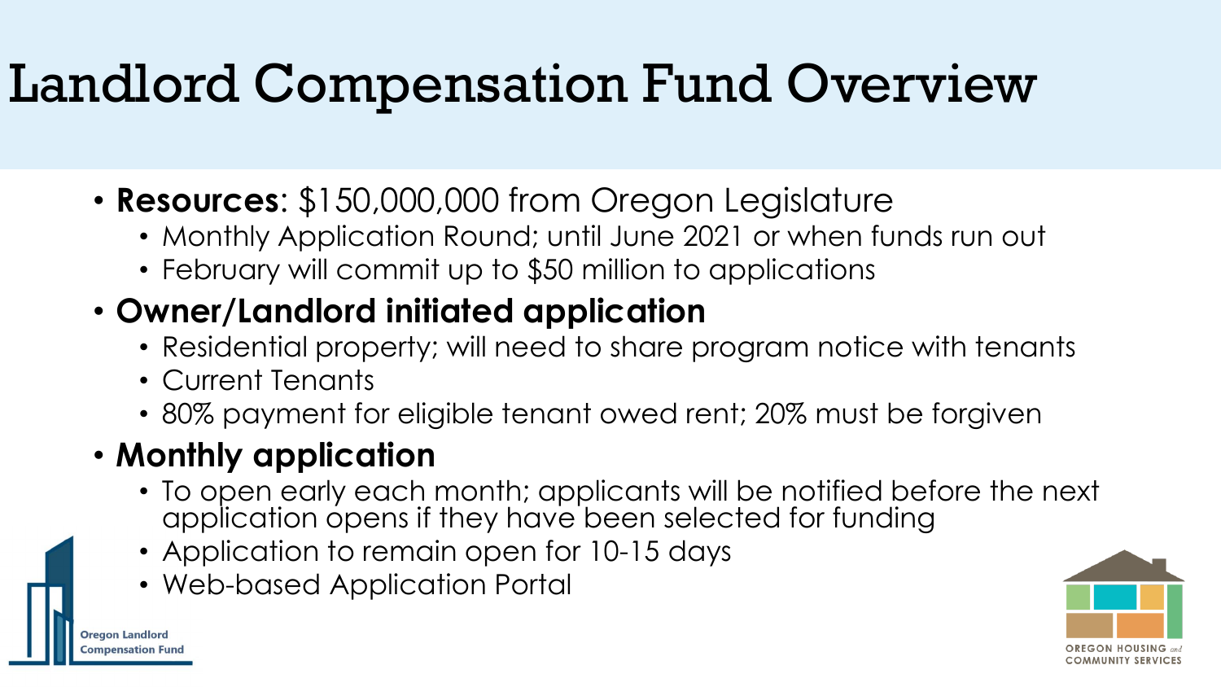# Landlord Compensation Fund Overview

- **Resources**: $150,000,000 from Oregon Legislature
  - Monthly Application Round; until June 2021 or when funds run out
  - February will commit up to $50 million to applications
- **Owner/Landlord initiated application**
  - Residential property; will need to share program notice with tenants
  - Current Tenants
  - 80% payment for eligible tenant owed rent; 20% must be forgiven
- **Monthly application**
  - To open early each month; applicants will be notified before the next application opens if they have been selected for funding
  - Application to remain open for 10-15 days
  - Web-based Application Portal

Oregon Landlord Compensation Fund

OREGON HOUSING and COMMUNITY SERVICES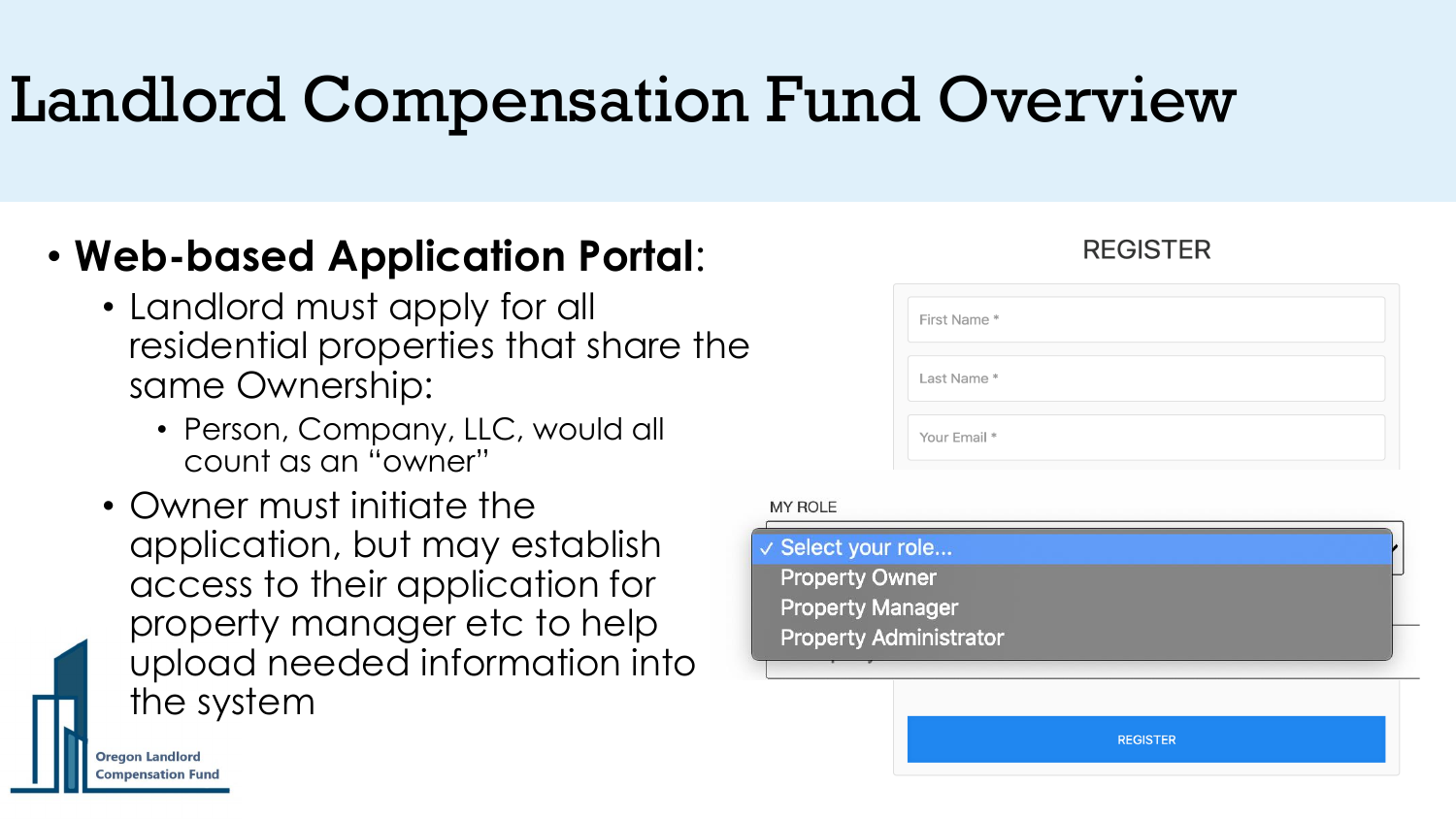# Landlord Compensation Fund Overview

- **Web-based Application Portal**:
  - Landlord must apply for all residential properties that share the same Ownership:
    - Person, Company, LLC, would all count as an "owner"
  - Owner must initiate the application, but may establish access to their application for property manager etc to help upload needed information into the system

REGISTER

First Name *

Last Name *

Your Email *

MY ROLE

✓ Select your role...
Property Owner
Property Manager
Property Administrator

REGISTER

Oregon Landlord Compensation Fund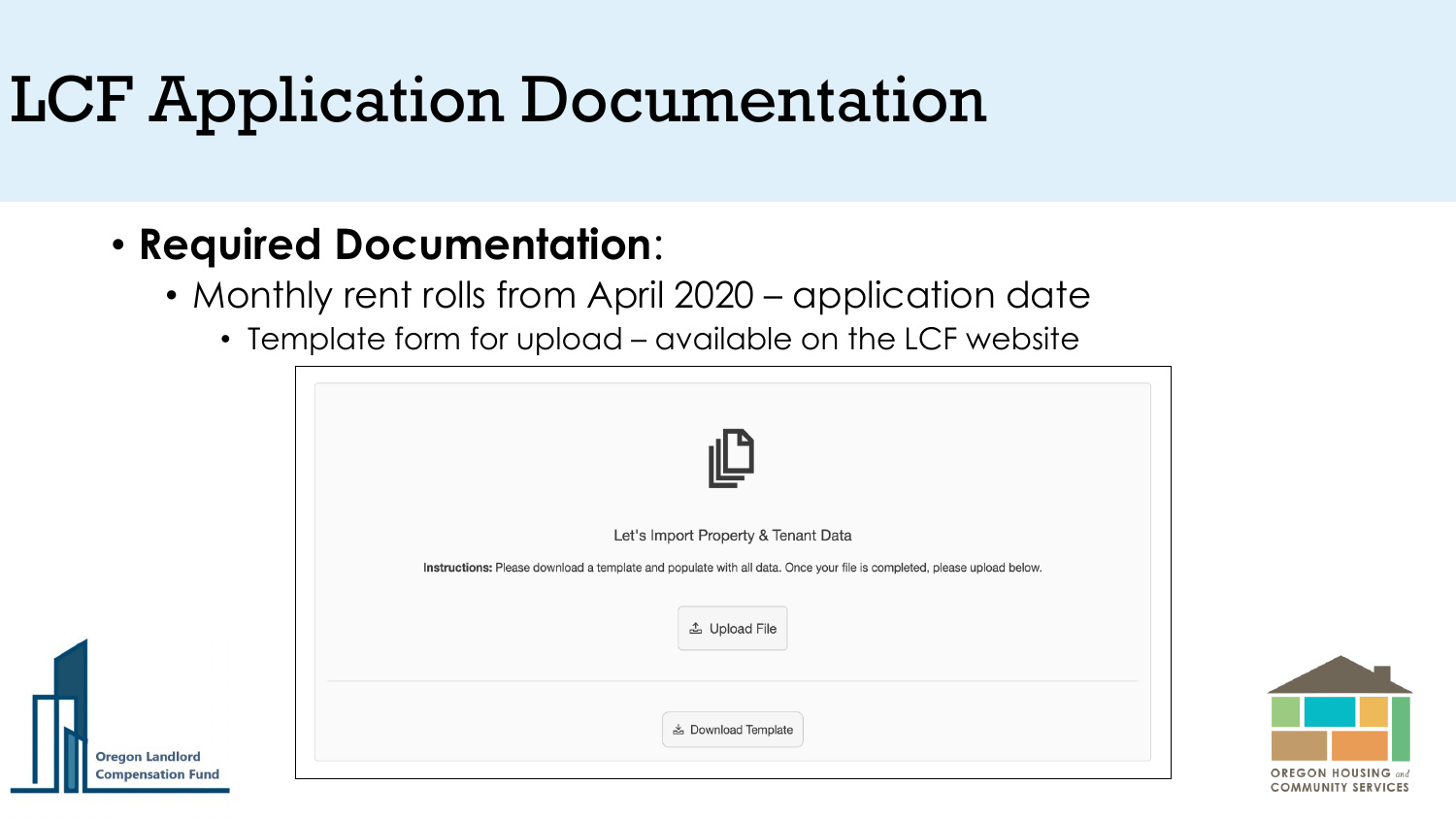# LCF Application Documentation

- **Required Documentation**:
  - Monthly rent rolls from April 2020 – application date
    - Template form for upload – available on the LCF website

Let's Import Property & Tenant Data

**Instructions:** Please download a template and populate with all data. Once your file is completed, please upload below.

Upload File

Download Template

Oregon Landlord Compensation Fund

OREGON HOUSING and COMMUNITY SERVICES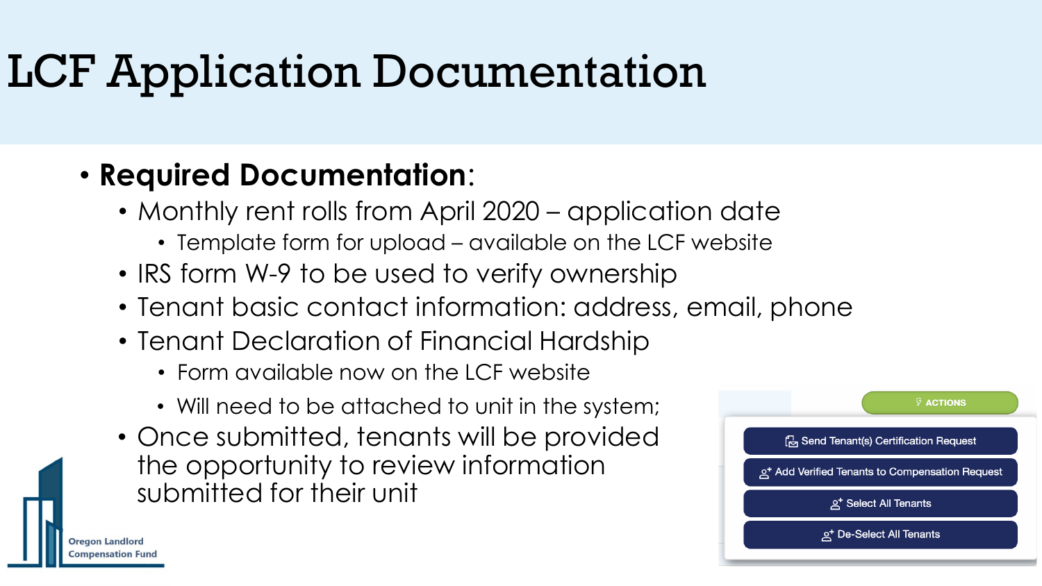# LCF Application Documentation

- **Required Documentation**:
  - Monthly rent rolls from April 2020 – application date
    - Template form for upload – available on the LCF website
  - IRS form W-9 to be used to verify ownership
  - Tenant basic contact information: address, email, phone
  - Tenant Declaration of Financial Hardship
    - Form available now on the LCF website
    - Will need to be attached to unit in the system;
  - Once submitted, tenants will be provided the opportunity to review information submitted for their unit

ACTIONS

- Send Tenant(s) Certification Request
- Add Verified Tenants to Compensation Request
- Select All Tenants
- De-Select All Tenants

Oregon Landlord Compensation Fund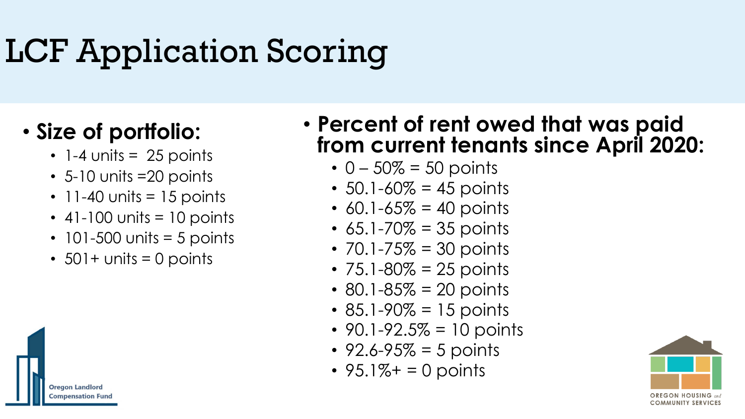# LCF Application Scoring

- **Size of portfolio:**
  - 1-4 units = 25 points
  - 5-10 units =20 points
  - 11-40 units = 15 points
  - 41-100 units = 10 points
  - 101-500 units = 5 points
  - 501+ units = 0 points

- **Percent of rent owed that was paid from current tenants since April 2020:**
  - 0 – 50% = 50 points
  - 50.1-60% = 45 points
  - 60.1-65% = 40 points
  - 65.1-70% = 35 points
  - 70.1-75% = 30 points
  - 75.1-80% = 25 points
  - 80.1-85% = 20 points
  - 85.1-90% = 15 points
  - 90.1-92.5% = 10 points
  - 92.6-95% = 5 points
  - 95.1%+ = 0 points

Oregon Landlord Compensation Fund

OREGON HOUSING and COMMUNITY SERVICES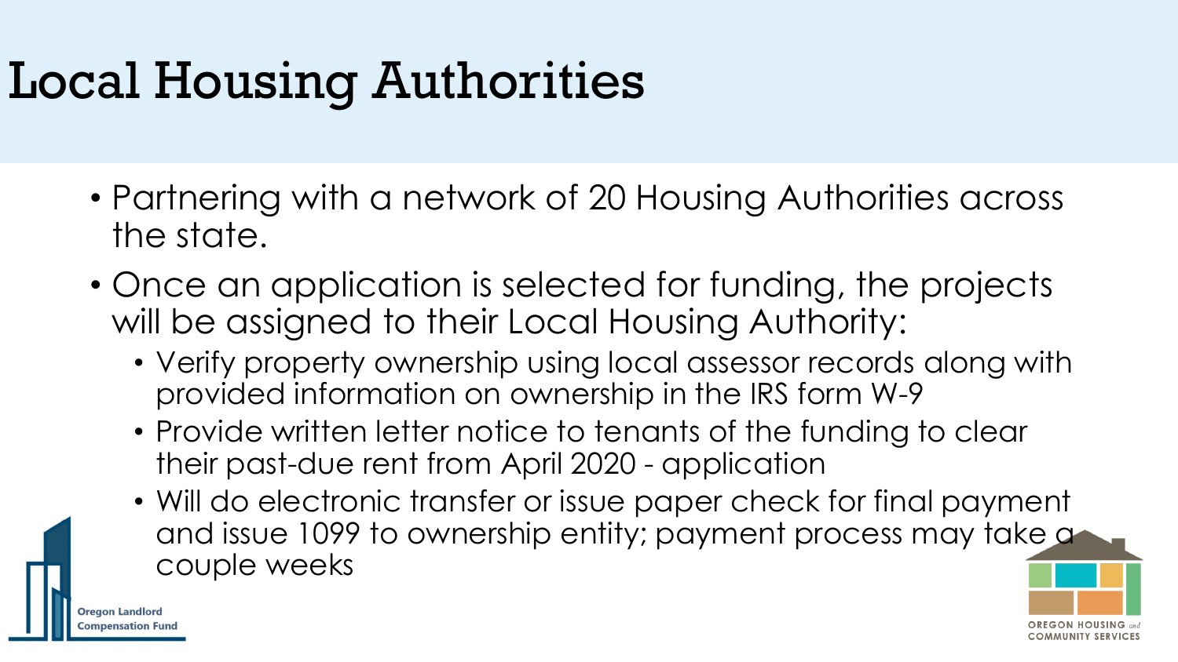# Local Housing Authorities

- Partnering with a network of 20 Housing Authorities across the state.
- Once an application is selected for funding, the projects will be assigned to their Local Housing Authority:
  - Verify property ownership using local assessor records along with provided information on ownership in the IRS form W-9
  - Provide written letter notice to tenants of the funding to clear their past-due rent from April 2020 - application
  - Will do electronic transfer or issue paper check for final payment and issue 1099 to ownership entity; payment process may take a couple weeks

Oregon Landlord Compensation Fund

OREGON HOUSING and COMMUNITY SERVICES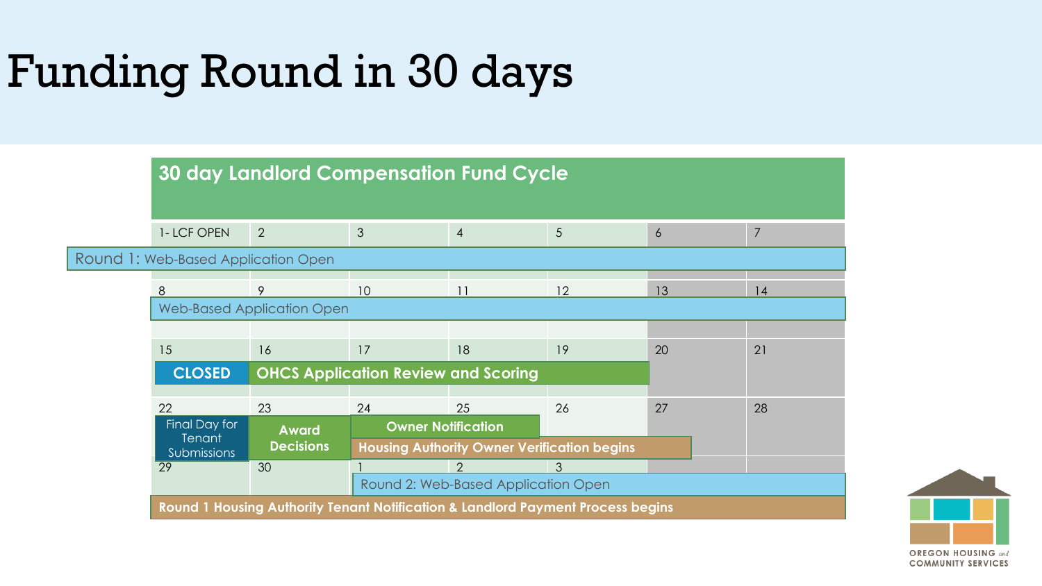# Funding Round in 30 days

## 30 day Landlord Compensation Fund Cycle

| | | | | | | |
|---|---|---|---|---|---|---|
| 1- LCF OPEN | 2 | 3 | 4 | 5 | 6 | 7 |
| Round 1: Web-Based Application Open | | | | | | |
| 8 | 9 | 10 | 11 | 12 | 13 | 14 |
| Web-Based Application Open | | | | | | |
| 15 | 16 | 17 | 18 | 19 | 20 | 21 |
| **CLOSED** | **OHCS Application Review and Scoring** | | | | | |
| 22 | 23 | 24 | 25 | 26 | 27 | 28 |
| Final Day for Tenant Submissions | **Award Decisions** | **Owner Notification** | | | | |
| | | **Housing Authority Owner Verification begins** | | | | |
| 29 | 30 | 1 | 2 | 3 | | |
| | | Round 2: Web-Based Application Open | | | | |
| **Round 1 Housing Authority Tenant Notification & Landlord Payment Process begins** | | | | | | |

OREGON HOUSING and COMMUNITY SERVICES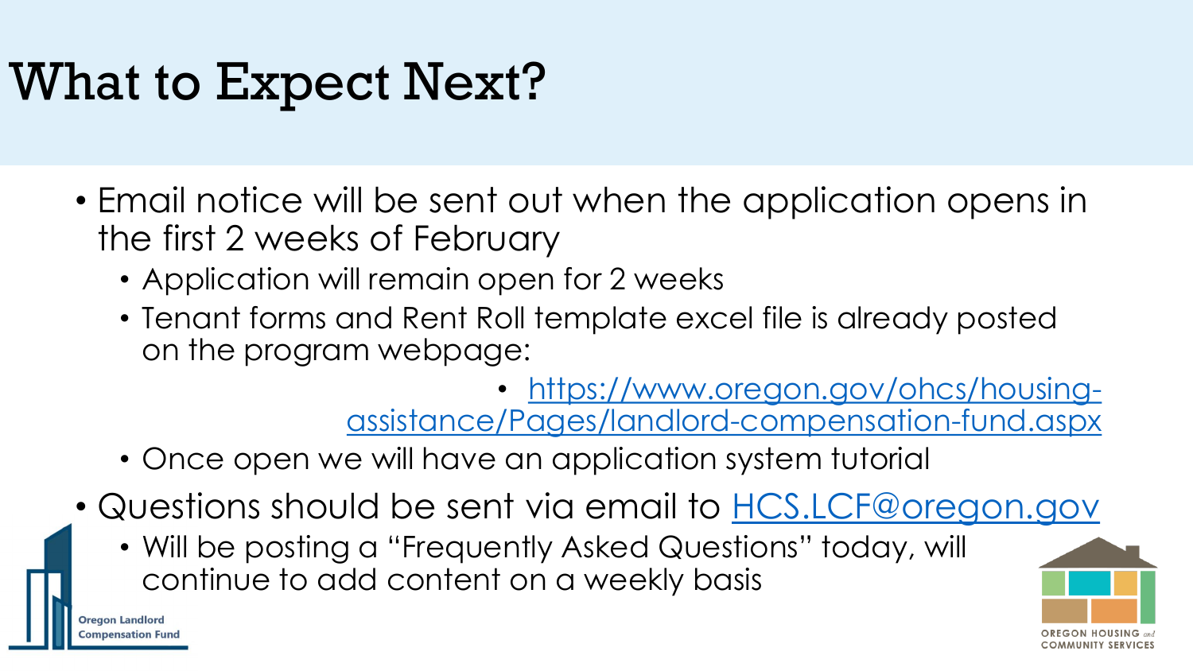# What to Expect Next?

- Email notice will be sent out when the application opens in the first 2 weeks of February
  - Application will remain open for 2 weeks
  - Tenant forms and Rent Roll template excel file is already posted on the program webpage:
    - https://www.oregon.gov/ohcs/housing-assistance/Pages/landlord-compensation-fund.aspx
  - Once open we will have an application system tutorial
- Questions should be sent via email to HCS.LCF@oregon.gov
  - Will be posting a "Frequently Asked Questions" today, will continue to add content on a weekly basis

Oregon Landlord Compensation Fund

OREGON HOUSING and COMMUNITY SERVICES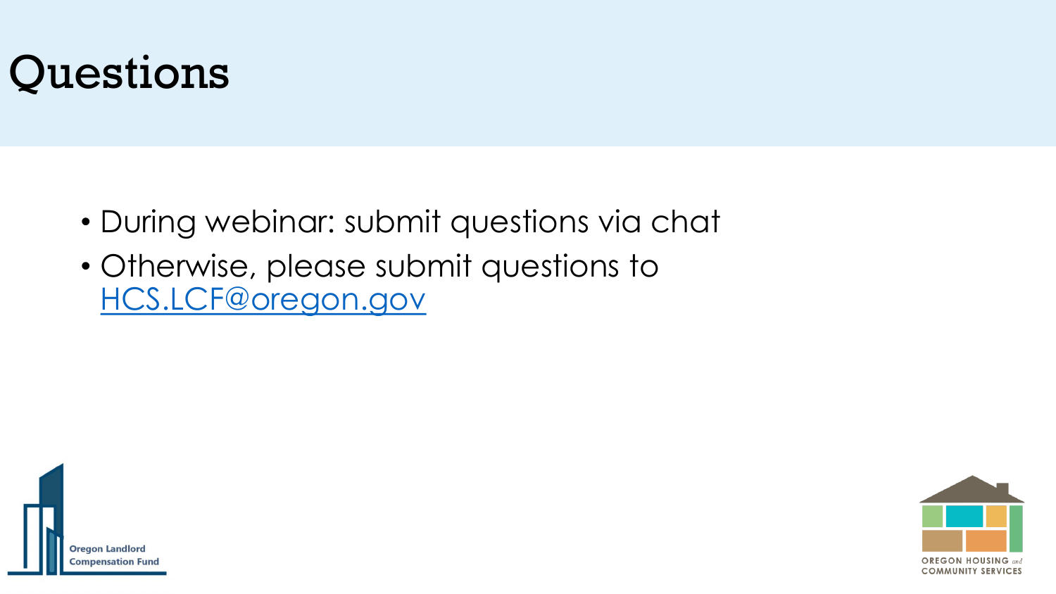# Questions

- During webinar: submit questions via chat
- Otherwise, please submit questions to [HCS.LCF@oregon.gov](mailto:HCS.LCF@oregon.gov)

Oregon Landlord Compensation Fund

OREGON HOUSING and COMMUNITY SERVICES